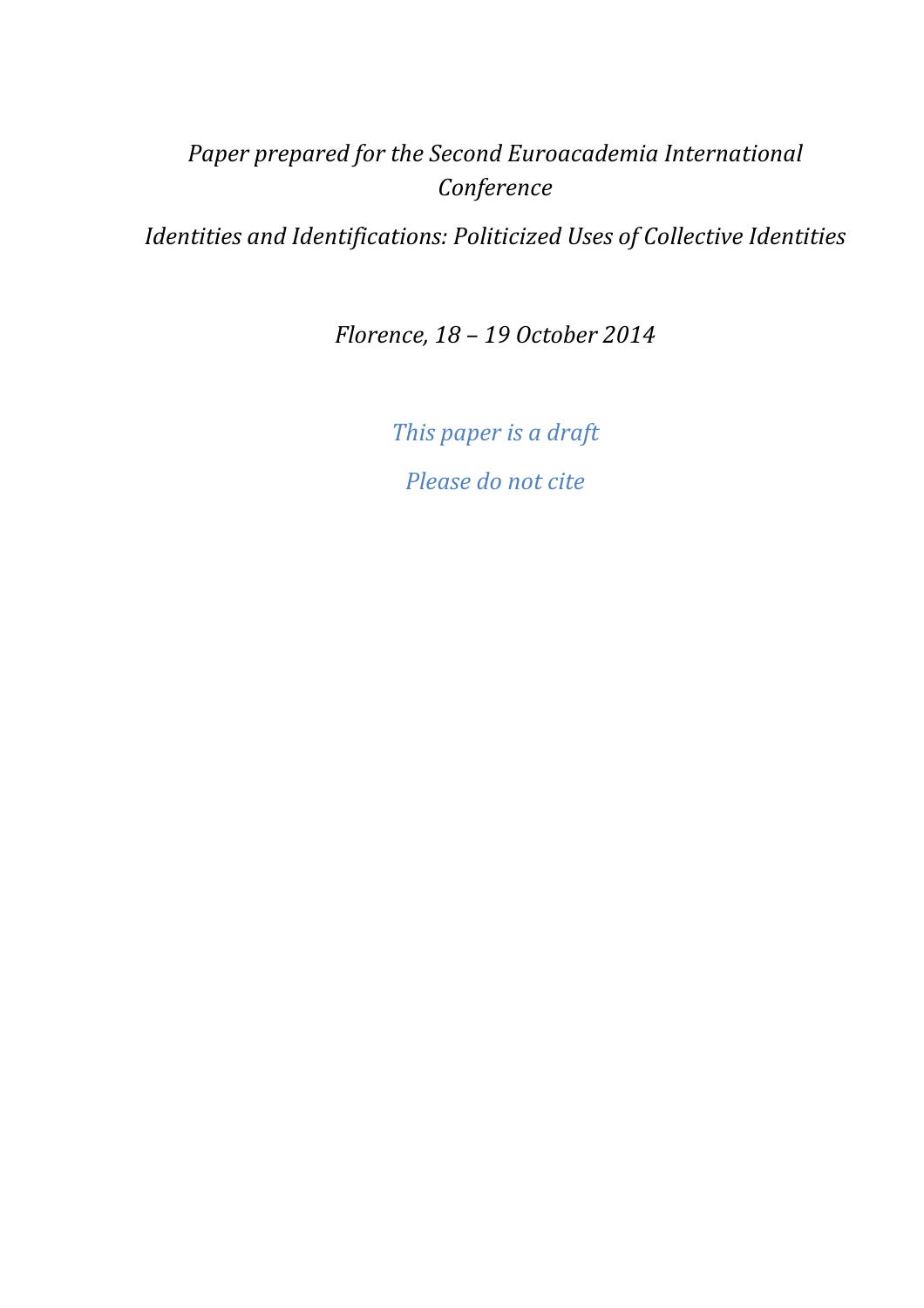*Paper prepared for the Second Euroacademia International Conference*

*Identities and Identifications: Politicized Uses of Collective Identities*

*Florence, 18 – 19 October 2014*

*This paper is a draft*

*Please do not cite*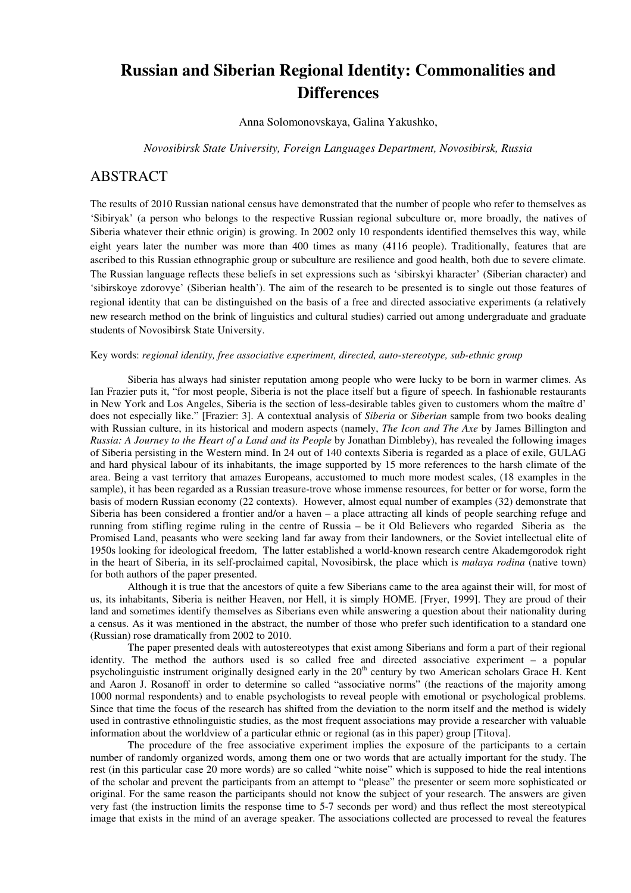# Russian and Siberian Regional Identity: Commonalities and Differences

Anna Solomonovskaya, Galina Yakushko,

*Novosibirsk State University, Foreign Languages Department, Novosibirsk, Russia*

## ABSTRACT

The results of 2010 Russian national census have demonstrated that the number of people who refer to themselves as 'Sibiryak' (a person who belongs to the respective Russian regional subculture or, more broadly, the natives of Siberia whatever their ethnic origin) is growing. In 2002 only 10 respondents identified themselves this way, while eight years later the number was more than 400 times as many (4116 people). Traditionally, features that are ascribed to this Russian ethnographic group or subculture are resilience and good health, both due to severe climate. The Russian language reflects these beliefs in set expressions such as 'sibirskyi kharacter' (Siberian character) and 'sibirskoye zdorovye' (Siberian health'). The aim of the research to be presented is to single out those features of regional identity that can be distinguished on the basis of a free and directed associative experiments (a relatively new research method on the brink of linguistics and cultural studies) carried out among undergraduate and graduate students of Novosibirsk State University.

Key words: *regional identity, free associative experiment, directed, auto-stereotype, sub-ethnic group*

Siberia has always had sinister reputation among people who were lucky to be born in warmer climes. As Ian Frazier puts it, "for most people, Siberia is not the place itself but a figure of speech. In fashionable restaurants in New York and Los Angeles, Siberia is the section of less-desirable tables given to customers whom the maître d' does not especially like." [Frazier: 3]. A contextual analysis of *Siberia* or *Siberian* sample from two books dealing with Russian culture, in its historical and modern aspects (namely, *The Icon and The Axe* by James Billington and *Russia: A Journey to the Heart of a Land and its People* by Jonathan Dimbleby), has revealed the following images of Siberia persisting in the Western mind. In 24 out of 140 contexts Siberia is regarded as a place of exile, GULAG and hard physical labour of its inhabitants, the image supported by 15 more references to the harsh climate of the area. Being a vast territory that amazes Europeans, accustomed to much more modest scales, (18 examples in the sample), it has been regarded as a Russian treasure-trove whose immense resources, for better or for worse, form the basis of modern Russian economy (22 contexts). However, almost equal number of examples (32) demonstrate that Siberia has been considered a frontier and/or a haven – a place attracting all kinds of people searching refuge and running from stifling regime ruling in the centre of Russia – be it Old Believers who regarded Siberia as the Promised Land, peasants who were seeking land far away from their landowners, or the Soviet intellectual elite of 1950s looking for ideological freedom, The latter established a world-known research centre Akademgorodok right in the heart of Siberia, in its self-proclaimed capital, Novosibirsk, the place which is *malaya rodina* (native town) for both authors of the paper presented.

Although it is true that the ancestors of quite a few Siberians came to the area against their will, for most of us, its inhabitants, Siberia is neither Heaven, nor Hell, it is simply HOME. [Fryer, 1999]. They are proud of their land and sometimes identify themselves as Siberians even while answering a question about their nationality during a census. As it was mentioned in the abstract, the number of those who prefer such identification to a standard one (Russian) rose dramatically from 2002 to 2010.

The paper presented deals with autostereotypes that exist among Siberians and form a part of their regional identity. The method the authors used is so called free and directed associative experiment – a popular psycholinguistic instrument originally designed early in the 20th century by two American scholars Grace H. Kent and Aaron J. Rosanoff in order to determine so called "associative norms" (the reactions of the majority among 1000 normal respondents) and to enable psychologists to reveal people with emotional or psychological problems. Since that time the focus of the research has shifted from the deviation to the norm itself and the method is widely used in contrastive ethnolinguistic studies, as the most frequent associations may provide a researcher with valuable information about the worldview of a particular ethnic or regional (as in this paper) group [Titova].

The procedure of the free associative experiment implies the exposure of the participants to a certain number of randomly organized words, among them one or two words that are actually important for the study. The rest (in this particular case 20 more words) are so called "white noise" which is supposed to hide the real intentions of the scholar and prevent the participants from an attempt to "please" the presenter or seem more sophisticated or original. For the same reason the participants should not know the subject of your research. The answers are given very fast (the instruction limits the response time to 5-7 seconds per word) and thus reflect the most stereotypical image that exists in the mind of an average speaker. The associations collected are processed to reveal the features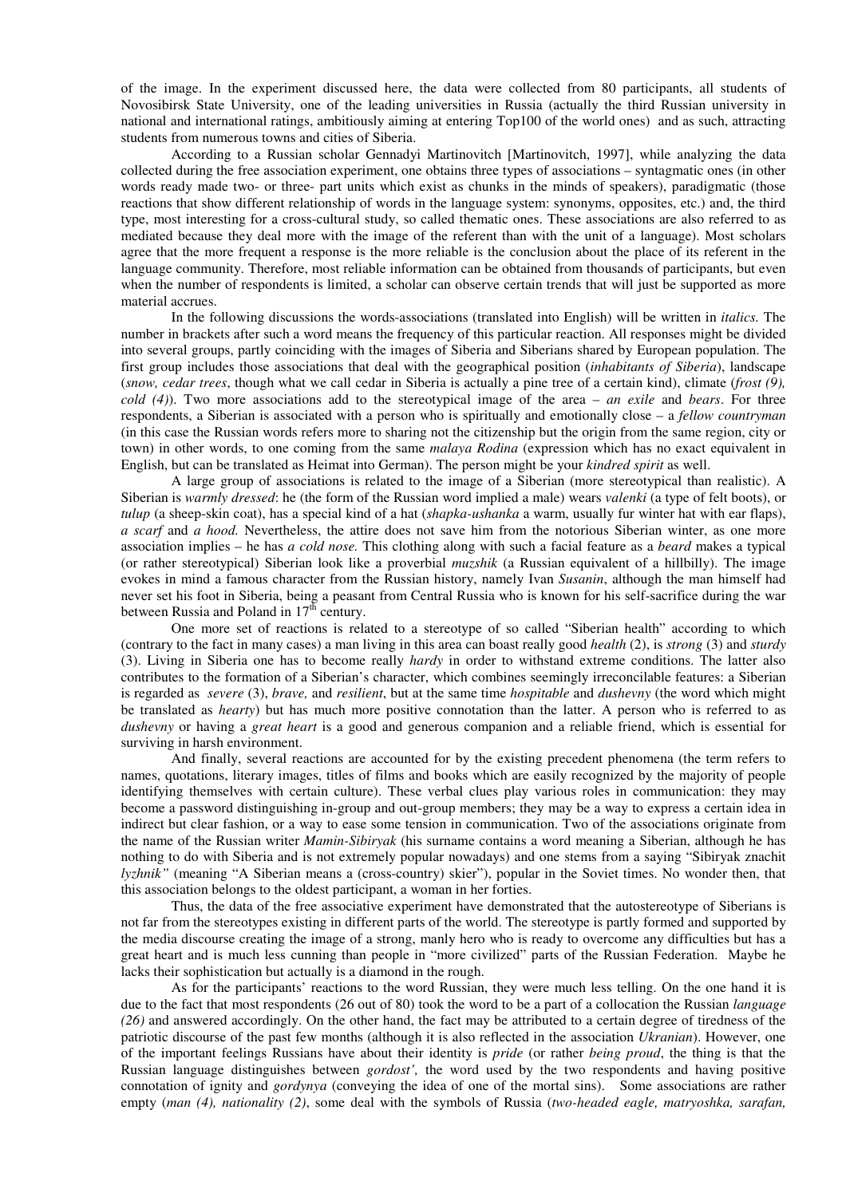of the image. In the experiment discussed here, the data were collected from 80 participants, all students of Novosibirsk State University, one of the leading universities in Russia (actually the third Russian university in national and international ratings, ambitiously aiming at entering Top100 of the world ones) and as such, attracting students from numerous towns and cities of Siberia.

According to a Russian scholar Gennadyi Martinovitch [Martinovitch, 1997], while analyzing the data collected during the free association experiment, one obtains three types of associations – syntagmatic ones (in other words ready made two- or three- part units which exist as chunks in the minds of speakers), paradigmatic (those reactions that show different relationship of words in the language system: synonyms, opposites, etc.) and, the third type, most interesting for a cross-cultural study, so called thematic ones. These associations are also referred to as mediated because they deal more with the image of the referent than with the unit of a language). Most scholars agree that the more frequent a response is the more reliable is the conclusion about the place of its referent in the language community. Therefore, most reliable information can be obtained from thousands of participants, but even when the number of respondents is limited, a scholar can observe certain trends that will just be supported as more material accrues.

In the following discussions the words-associations (translated into English) will be written in *italics.* The number in brackets after such a word means the frequency of this particular reaction. All responses might be divided into several groups, partly coinciding with the images of Siberia and Siberians shared by European population. The first group includes those associations that deal with the geographical position (*inhabitants of Siberia*), landscape (*snow, cedar trees*, though what we call cedar in Siberia is actually a pine tree of a certain kind), climate (*frost (9), cold (4)*). Two more associations add to the stereotypical image of the area – *an exile* and *bears*. For three respondents, a Siberian is associated with a person who is spiritually and emotionally close – a *fellow countryman* (in this case the Russian words refers more to sharing not the citizenship but the origin from the same region, city or town) in other words, to one coming from the same *malaya Rodina* (expression which has no exact equivalent in English, but can be translated as Heimat into German). The person might be your *kindred spirit* as well.

A large group of associations is related to the image of a Siberian (more stereotypical than realistic). A Siberian is *warmly dressed*: he (the form of the Russian word implied a male) wears *valenki* (a type of felt boots), or *tulup* (a sheep-skin coat), has a special kind of a hat (*shapka-ushanka* a warm, usually fur winter hat with ear flaps), *a scarf* and *a hood.* Nevertheless, the attire does not save him from the notorious Siberian winter, as one more association implies – he has *a cold nose.* This clothing along with such a facial feature as a *beard* makes a typical (or rather stereotypical) Siberian look like a proverbial *muzshik* (a Russian equivalent of a hillbilly). The image evokes in mind a famous character from the Russian history, namely Ivan *Susanin*, although the man himself had never set his foot in Siberia, being a peasant from Central Russia who is known for his self-sacrifice during the war between Russia and Poland in 17th century.

One more set of reactions is related to a stereotype of so called "Siberian health" according to which (contrary to the fact in many cases) a man living in this area can boast really good *health* (2), is *strong* (3) and *sturdy* (3). Living in Siberia one has to become really *hardy* in order to withstand extreme conditions. The latter also contributes to the formation of a Siberian's character, which combines seemingly irreconcilable features: a Siberian is regarded as *severe* (3), *brave,* and *resilient*, but at the same time *hospitable* and *dushevny* (the word which might be translated as *hearty*) but has much more positive connotation than the latter. A person who is referred to as *dushevny* or having a *great heart* is a good and generous companion and a reliable friend, which is essential for surviving in harsh environment.

And finally, several reactions are accounted for by the existing precedent phenomena (the term refers to names, quotations, literary images, titles of films and books which are easily recognized by the majority of people identifying themselves with certain culture). These verbal clues play various roles in communication: they may become a password distinguishing in-group and out-group members; they may be a way to express a certain idea in indirect but clear fashion, or a way to ease some tension in communication. Two of the associations originate from the name of the Russian writer *Mamin-Sibiryak* (his surname contains a word meaning a Siberian, although he has nothing to do with Siberia and is not extremely popular nowadays) and one stems from a saying "Sibiryak znachit *lyzhnik"* (meaning "A Siberian means a (cross-country) skier"), popular in the Soviet times. No wonder then, that this association belongs to the oldest participant, a woman in her forties.

Thus, the data of the free associative experiment have demonstrated that the autostereotype of Siberians is not far from the stereotypes existing in different parts of the world. The stereotype is partly formed and supported by the media discourse creating the image of a strong, manly hero who is ready to overcome any difficulties but has a great heart and is much less cunning than people in "more civilized" parts of the Russian Federation. Maybe he lacks their sophistication but actually is a diamond in the rough.

As for the participants' reactions to the word Russian, they were much less telling. On the one hand it is due to the fact that most respondents (26 out of 80) took the word to be a part of a collocation the Russian *language (26)* and answered accordingly. On the other hand, the fact may be attributed to a certain degree of tiredness of the patriotic discourse of the past few months (although it is also reflected in the association *Ukranian*). However, one of the important feelings Russians have about their identity is *pride* (or rather *being proud*, the thing is that the Russian language distinguishes between *gordost',* the word used by the two respondents and having positive connotation of ignity and *gordynya* (conveying the idea of one of the mortal sins). Some associations are rather empty (*man (4), nationality (2)*, some deal with the symbols of Russia (*two-headed eagle, matryoshka, sarafan,*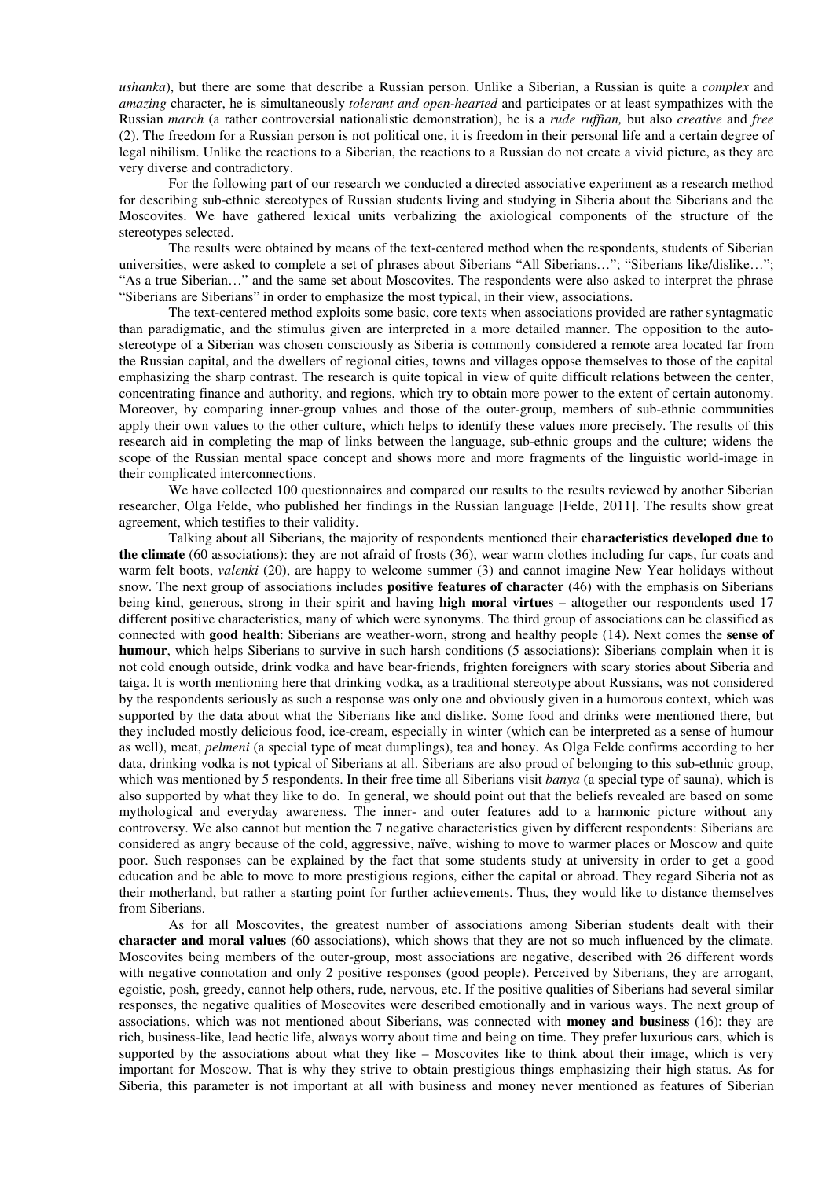*ushanka*), but there are some that describe a Russian person. Unlike a Siberian, a Russian is quite a *complex* and *amazing* character, he is simultaneously *tolerant and open-hearted* and participates or at least sympathizes with the Russian *march* (a rather controversial nationalistic demonstration), he is a *rude ruffian,* but also *creative* and *free* (2). The freedom for a Russian person is not political one, it is freedom in their personal life and a certain degree of legal nihilism. Unlike the reactions to a Siberian, the reactions to a Russian do not create a vivid picture, as they are very diverse and contradictory.

For the following part of our research we conducted a directed associative experiment as a research method for describing sub-ethnic stereotypes of Russian students living and studying in Siberia about the Siberians and the Moscovites. We have gathered lexical units verbalizing the axiological components of the structure of the stereotypes selected.

The results were obtained by means of the text-centered method when the respondents, students of Siberian universities, were asked to complete a set of phrases about Siberians "All Siberians…"; "Siberians like/dislike…"; "As a true Siberian…" and the same set about Moscovites. The respondents were also asked to interpret the phrase "Siberians are Siberians" in order to emphasize the most typical, in their view, associations.

The text-centered method exploits some basic, core texts when associations provided are rather syntagmatic than paradigmatic, and the stimulus given are interpreted in a more detailed manner. The opposition to the auto-stereotype of a Siberian was chosen consciously as Siberia is commonly considered a remote area located far from the Russian capital, and the dwellers of regional cities, towns and villages oppose themselves to those of the capital emphasizing the sharp contrast. The research is quite topical in view of quite difficult relations between the center, concentrating finance and authority, and regions, which try to obtain more power to the extent of certain autonomy. Moreover, by comparing inner-group values and those of the outer-group, members of sub-ethnic communities apply their own values to the other culture, which helps to identify these values more precisely. The results of this research aid in completing the map of links between the language, sub-ethnic groups and the culture; widens the scope of the Russian mental space concept and shows more and more fragments of the linguistic world-image in their complicated interconnections.

We have collected 100 questionnaires and compared our results to the results reviewed by another Siberian researcher, Olga Felde, who published her findings in the Russian language [Felde, 2011]. The results show great agreement, which testifies to their validity.

Talking about all Siberians, the majority of respondents mentioned their **characteristics developed due to the climate** (60 associations): they are not afraid of frosts (36), wear warm clothes including fur caps, fur coats and warm felt boots, *valenki* (20), are happy to welcome summer (3) and cannot imagine New Year holidays without snow. The next group of associations includes **positive features of character** (46) with the emphasis on Siberians being kind, generous, strong in their spirit and having **high moral virtues** – altogether our respondents used 17 different positive characteristics, many of which were synonyms. The third group of associations can be classified as connected with **good health**: Siberians are weather-worn, strong and healthy people (14). Next comes the **sense of humour**, which helps Siberians to survive in such harsh conditions (5 associations): Siberians complain when it is not cold enough outside, drink vodka and have bear-friends, frighten foreigners with scary stories about Siberia and taiga. It is worth mentioning here that drinking vodka, as a traditional stereotype about Russians, was not considered by the respondents seriously as such a response was only one and obviously given in a humorous context, which was supported by the data about what the Siberians like and dislike. Some food and drinks were mentioned there, but they included mostly delicious food, ice-cream, especially in winter (which can be interpreted as a sense of humour as well), meat, *pelmeni* (a special type of meat dumplings), tea and honey. As Olga Felde confirms according to her data, drinking vodka is not typical of Siberians at all. Siberians are also proud of belonging to this sub-ethnic group, which was mentioned by 5 respondents. In their free time all Siberians visit *banya* (a special type of sauna), which is also supported by what they like to do. In general, we should point out that the beliefs revealed are based on some mythological and everyday awareness. The inner- and outer features add to a harmonic picture without any controversy. We also cannot but mention the 7 negative characteristics given by different respondents: Siberians are considered as angry because of the cold, aggressive, naïve, wishing to move to warmer places or Moscow and quite poor. Such responses can be explained by the fact that some students study at university in order to get a good education and be able to move to more prestigious regions, either the capital or abroad. They regard Siberia not as their motherland, but rather a starting point for further achievements. Thus, they would like to distance themselves from Siberians.

As for all Moscovites, the greatest number of associations among Siberian students dealt with their **character and moral values** (60 associations), which shows that they are not so much influenced by the climate. Moscovites being members of the outer-group, most associations are negative, described with 26 different words with negative connotation and only 2 positive responses (good people). Perceived by Siberians, they are arrogant, egoistic, posh, greedy, cannot help others, rude, nervous, etc. If the positive qualities of Siberians had several similar responses, the negative qualities of Moscovites were described emotionally and in various ways. The next group of associations, which was not mentioned about Siberians, was connected with **money and business** (16): they are rich, business-like, lead hectic life, always worry about time and being on time. They prefer luxurious cars, which is supported by the associations about what they like – Moscovites like to think about their image, which is very important for Moscow. That is why they strive to obtain prestigious things emphasizing their high status. As for Siberia, this parameter is not important at all with business and money never mentioned as features of Siberian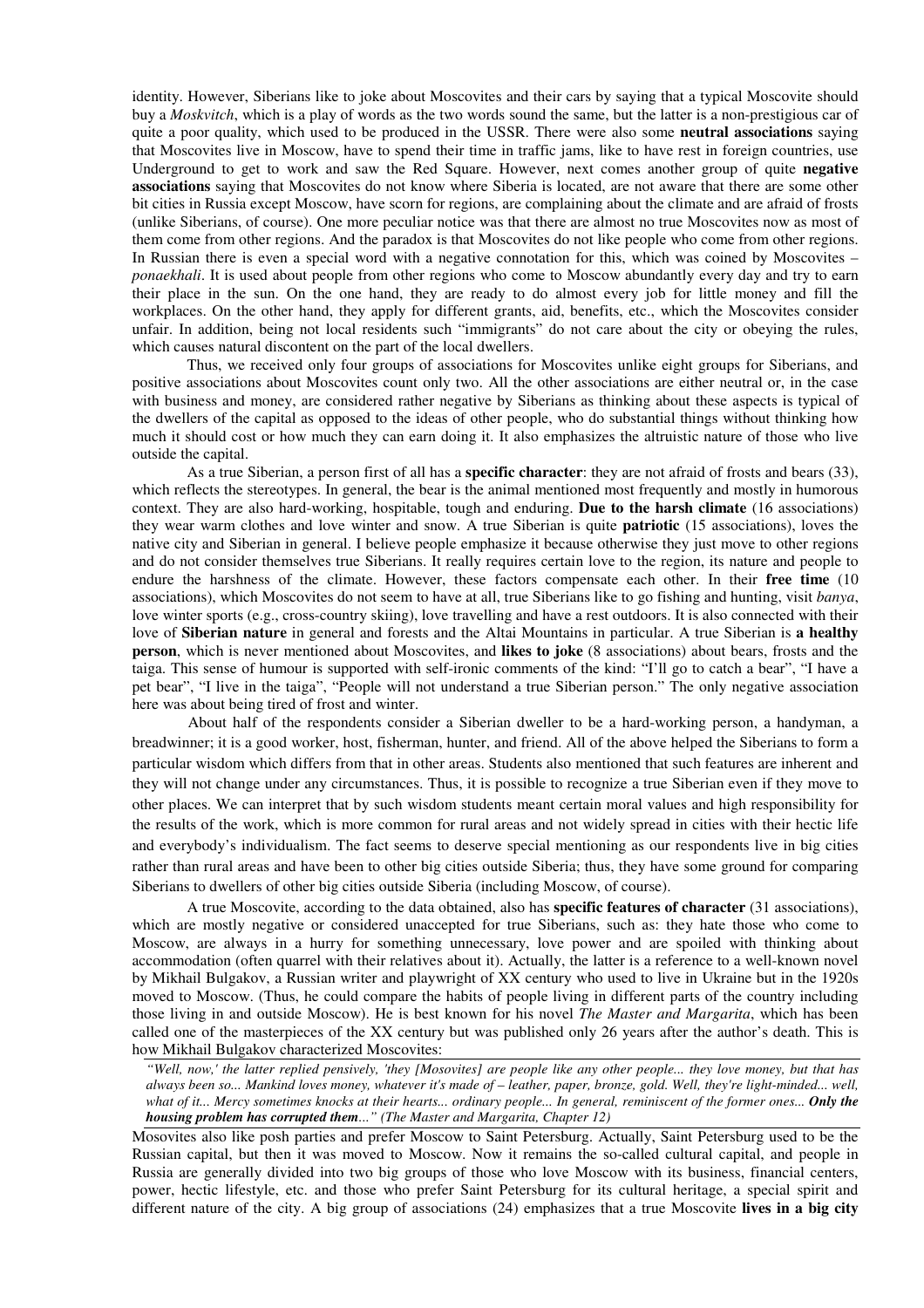identity. However, Siberians like to joke about Moscovites and their cars by saying that a typical Moscovite should buy a *Moskvitch*, which is a play of words as the two words sound the same, but the latter is a non-prestigious car of quite a poor quality, which used to be produced in the USSR. There were also some **neutral associations** saying that Moscovites live in Moscow, have to spend their time in traffic jams, like to have rest in foreign countries, use Underground to get to work and saw the Red Square. However, next comes another group of quite **negative associations** saying that Moscovites do not know where Siberia is located, are not aware that there are some other bit cities in Russia except Moscow, have scorn for regions, are complaining about the climate and are afraid of frosts (unlike Siberians, of course). One more peculiar notice was that there are almost no true Moscovites now as most of them come from other regions. And the paradox is that Moscovites do not like people who come from other regions. In Russian there is even a special word with a negative connotation for this, which was coined by Moscovites – *ponaekhali*. It is used about people from other regions who come to Moscow abundantly every day and try to earn their place in the sun. On the one hand, they are ready to do almost every job for little money and fill the workplaces. On the other hand, they apply for different grants, aid, benefits, etc., which the Moscovites consider unfair. In addition, being not local residents such "immigrants" do not care about the city or obeying the rules, which causes natural discontent on the part of the local dwellers.

Thus, we received only four groups of associations for Moscovites unlike eight groups for Siberians, and positive associations about Moscovites count only two. All the other associations are either neutral or, in the case with business and money, are considered rather negative by Siberians as thinking about these aspects is typical of the dwellers of the capital as opposed to the ideas of other people, who do substantial things without thinking how much it should cost or how much they can earn doing it. It also emphasizes the altruistic nature of those who live outside the capital.

As a true Siberian, a person first of all has a **specific character**: they are not afraid of frosts and bears (33), which reflects the stereotypes. In general, the bear is the animal mentioned most frequently and mostly in humorous context. They are also hard-working, hospitable, tough and enduring. **Due to the harsh climate** (16 associations) they wear warm clothes and love winter and snow. A true Siberian is quite **patriotic** (15 associations), loves the native city and Siberian in general. I believe people emphasize it because otherwise they just move to other regions and do not consider themselves true Siberians. It really requires certain love to the region, its nature and people to endure the harshness of the climate. However, these factors compensate each other. In their **free time** (10 associations), which Moscovites do not seem to have at all, true Siberians like to go fishing and hunting, visit *banya*, love winter sports (e.g., cross-country skiing), love travelling and have a rest outdoors. It is also connected with their love of **Siberian nature** in general and forests and the Altai Mountains in particular. A true Siberian is **a healthy person**, which is never mentioned about Moscovites, and **likes to joke** (8 associations) about bears, frosts and the taiga. This sense of humour is supported with self-ironic comments of the kind: "I'll go to catch a bear", "I have a pet bear", "I live in the taiga", "People will not understand a true Siberian person." The only negative association here was about being tired of frost and winter.

About half of the respondents consider a Siberian dweller to be a hard-working person, a handyman, a breadwinner; it is a good worker, host, fisherman, hunter, and friend. All of the above helped the Siberians to form a particular wisdom which differs from that in other areas. Students also mentioned that such features are inherent and they will not change under any circumstances. Thus, it is possible to recognize a true Siberian even if they move to other places. We can interpret that by such wisdom students meant certain moral values and high responsibility for the results of the work, which is more common for rural areas and not widely spread in cities with their hectic life and everybody's individualism. The fact seems to deserve special mentioning as our respondents live in big cities rather than rural areas and have been to other big cities outside Siberia; thus, they have some ground for comparing Siberians to dwellers of other big cities outside Siberia (including Moscow, of course).

A true Moscovite, according to the data obtained, also has **specific features of character** (31 associations), which are mostly negative or considered unaccepted for true Siberians, such as: they hate those who come to Moscow, are always in a hurry for something unnecessary, love power and are spoiled with thinking about accommodation (often quarrel with their relatives about it). Actually, the latter is a reference to a well-known novel by Mikhail Bulgakov, a Russian writer and playwright of XX century who used to live in Ukraine but in the 1920s moved to Moscow. (Thus, he could compare the habits of people living in different parts of the country including those living in and outside Moscow). He is best known for his novel *The Master and Margarita*, which has been called one of the masterpieces of the XX century but was published only 26 years after the author's death. This is how Mikhail Bulgakov characterized Moscovites:

> *"Well, now,' the latter replied pensively, 'they [Mosovites] are people like any other people... they love money, but that has always been so... Mankind loves money, whatever it's made of – leather, paper, bronze, gold. Well, they're light-minded... well, what of it... Mercy sometimes knocks at their hearts... ordinary people... In general, reminiscent of the former ones...* ***Only the housing problem has corrupted them****..." (The Master and Margarita, Chapter 12)*

Mosovites also like posh parties and prefer Moscow to Saint Petersburg. Actually, Saint Petersburg used to be the Russian capital, but then it was moved to Moscow. Now it remains the so-called cultural capital, and people in Russia are generally divided into two big groups of those who love Moscow with its business, financial centers, power, hectic lifestyle, etc. and those who prefer Saint Petersburg for its cultural heritage, a special spirit and different nature of the city. A big group of associations (24) emphasizes that a true Moscovite **lives in a big city**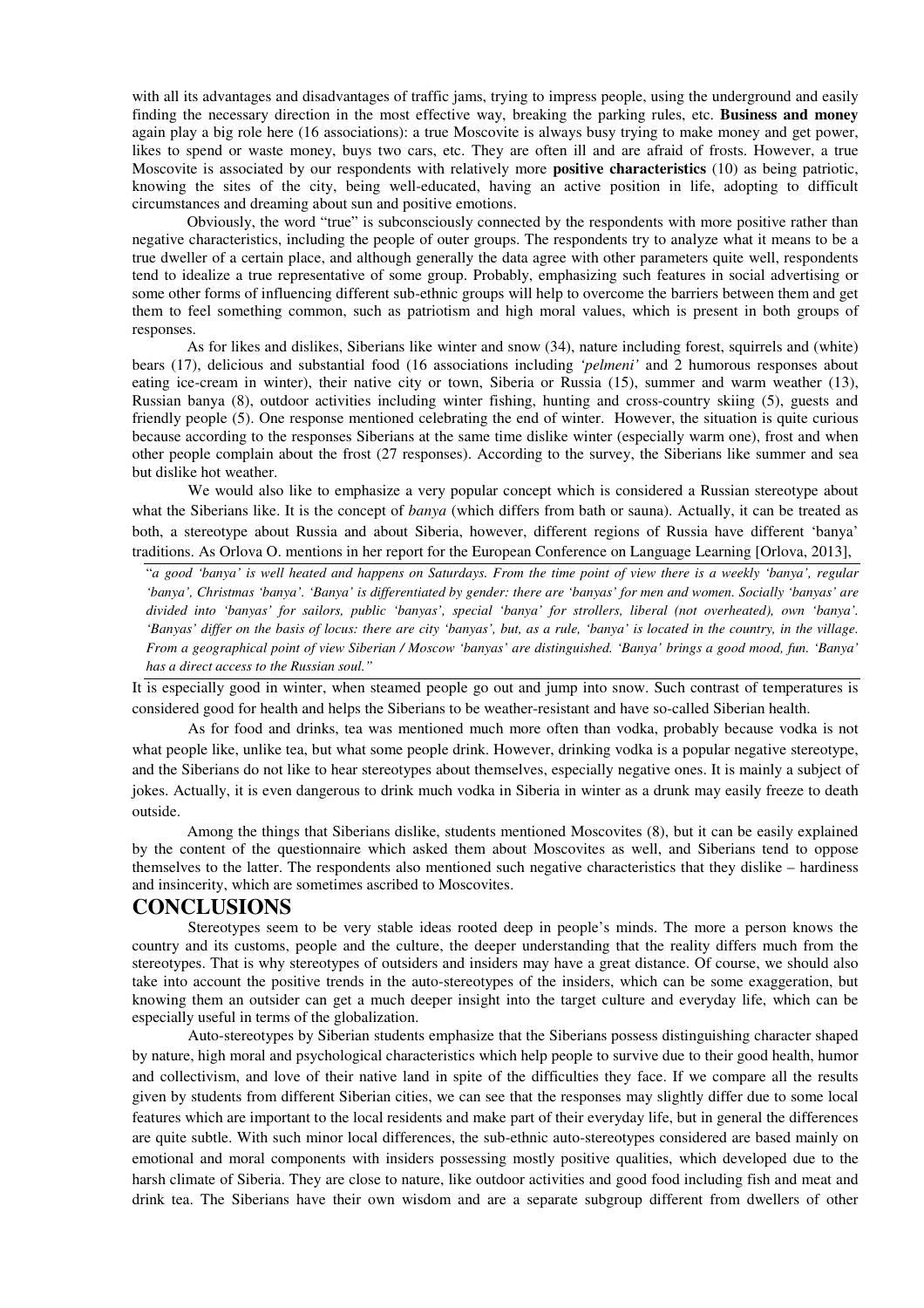with all its advantages and disadvantages of traffic jams, trying to impress people, using the underground and easily finding the necessary direction in the most effective way, breaking the parking rules, etc. **Business and money** again play a big role here (16 associations): a true Moscovite is always busy trying to make money and get power, likes to spend or waste money, buys two cars, etc. They are often ill and are afraid of frosts. However, a true Moscovite is associated by our respondents with relatively more **positive characteristics** (10) as being patriotic, knowing the sites of the city, being well-educated, having an active position in life, adopting to difficult circumstances and dreaming about sun and positive emotions.

Obviously, the word "true" is subconsciously connected by the respondents with more positive rather than negative characteristics, including the people of outer groups. The respondents try to analyze what it means to be a true dweller of a certain place, and although generally the data agree with other parameters quite well, respondents tend to idealize a true representative of some group. Probably, emphasizing such features in social advertising or some other forms of influencing different sub-ethnic groups will help to overcome the barriers between them and get them to feel something common, such as patriotism and high moral values, which is present in both groups of responses.

As for likes and dislikes, Siberians like winter and snow (34), nature including forest, squirrels and (white) bears (17), delicious and substantial food (16 associations including *'pelmeni'* and 2 humorous responses about eating ice-cream in winter), their native city or town, Siberia or Russia (15), summer and warm weather (13), Russian banya (8), outdoor activities including winter fishing, hunting and cross-country skiing (5), guests and friendly people (5). One response mentioned celebrating the end of winter. However, the situation is quite curious because according to the responses Siberians at the same time dislike winter (especially warm one), frost and when other people complain about the frost (27 responses). According to the survey, the Siberians like summer and sea but dislike hot weather.

We would also like to emphasize a very popular concept which is considered a Russian stereotype about what the Siberians like. It is the concept of *banya* (which differs from bath or sauna). Actually, it can be treated as both, a stereotype about Russia and about Siberia, however, different regions of Russia have different 'banya' traditions. As Orlova O. mentions in her report for the European Conference on Language Learning [Orlova, 2013],

"*a good 'banya' is well heated and happens on Saturdays. From the time point of view there is a weekly 'banya', regular 'banya', Christmas 'banya'. 'Banya' is differentiated by gender: there are 'banyas' for men and women. Socially 'banyas' are divided into 'banyas' for sailors, public 'banyas', special 'banya' for strollers, liberal (not overheated), own 'banya'. 'Banyas' differ on the basis of locus: there are city 'banyas', but, as a rule, 'banya' is located in the country, in the village. From a geographical point of view Siberian / Moscow 'banyas' are distinguished. 'Banya' brings a good mood, fun. 'Banya' has a direct access to the Russian soul.*"

It is especially good in winter, when steamed people go out and jump into snow. Such contrast of temperatures is considered good for health and helps the Siberians to be weather-resistant and have so-called Siberian health.

As for food and drinks, tea was mentioned much more often than vodka, probably because vodka is not what people like, unlike tea, but what some people drink. However, drinking vodka is a popular negative stereotype, and the Siberians do not like to hear stereotypes about themselves, especially negative ones. It is mainly a subject of jokes. Actually, it is even dangerous to drink much vodka in Siberia in winter as a drunk may easily freeze to death outside.

Among the things that Siberians dislike, students mentioned Moscovites (8), but it can be easily explained by the content of the questionnaire which asked them about Moscovites as well, and Siberians tend to oppose themselves to the latter. The respondents also mentioned such negative characteristics that they dislike – hardiness and insincerity, which are sometimes ascribed to Moscovites.

# CONCLUSIONS

Stereotypes seem to be very stable ideas rooted deep in people's minds. The more a person knows the country and its customs, people and the culture, the deeper understanding that the reality differs much from the stereotypes. That is why stereotypes of outsiders and insiders may have a great distance. Of course, we should also take into account the positive trends in the auto-stereotypes of the insiders, which can be some exaggeration, but knowing them an outsider can get a much deeper insight into the target culture and everyday life, which can be especially useful in terms of the globalization.

Auto-stereotypes by Siberian students emphasize that the Siberians possess distinguishing character shaped by nature, high moral and psychological characteristics which help people to survive due to their good health, humor and collectivism, and love of their native land in spite of the difficulties they face. If we compare all the results given by students from different Siberian cities, we can see that the responses may slightly differ due to some local features which are important to the local residents and make part of their everyday life, but in general the differences are quite subtle. With such minor local differences, the sub-ethnic auto-stereotypes considered are based mainly on emotional and moral components with insiders possessing mostly positive qualities, which developed due to the harsh climate of Siberia. They are close to nature, like outdoor activities and good food including fish and meat and drink tea. The Siberians have their own wisdom and are a separate subgroup different from dwellers of other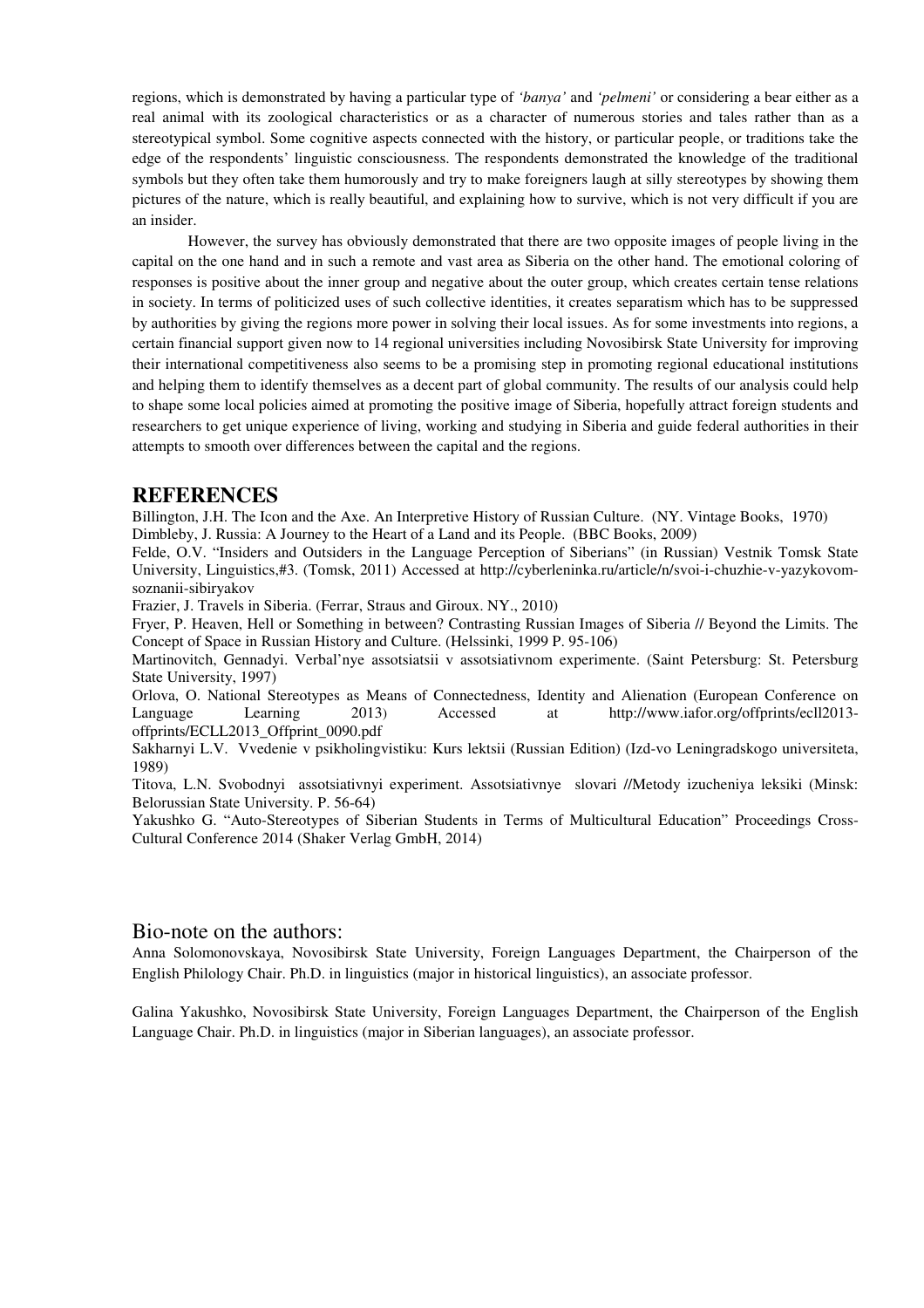regions, which is demonstrated by having a particular type of *'banya'* and *'pelmeni'* or considering a bear either as a real animal with its zoological characteristics or as a character of numerous stories and tales rather than as a stereotypical symbol. Some cognitive aspects connected with the history, or particular people, or traditions take the edge of the respondents' linguistic consciousness. The respondents demonstrated the knowledge of the traditional symbols but they often take them humorously and try to make foreigners laugh at silly stereotypes by showing them pictures of the nature, which is really beautiful, and explaining how to survive, which is not very difficult if you are an insider.

However, the survey has obviously demonstrated that there are two opposite images of people living in the capital on the one hand and in such a remote and vast area as Siberia on the other hand. The emotional coloring of responses is positive about the inner group and negative about the outer group, which creates certain tense relations in society. In terms of politicized uses of such collective identities, it creates separatism which has to be suppressed by authorities by giving the regions more power in solving their local issues. As for some investments into regions, a certain financial support given now to 14 regional universities including Novosibirsk State University for improving their international competitiveness also seems to be a promising step in promoting regional educational institutions and helping them to identify themselves as a decent part of global community. The results of our analysis could help to shape some local policies aimed at promoting the positive image of Siberia, hopefully attract foreign students and researchers to get unique experience of living, working and studying in Siberia and guide federal authorities in their attempts to smooth over differences between the capital and the regions.

## REFERENCES

Billington, J.H. The Icon and the Axe. An Interpretive History of Russian Culture. (NY. Vintage Books, 1970)

Dimbleby, J. Russia: A Journey to the Heart of a Land and its People. (BBC Books, 2009)

Felde, O.V. "Insiders and Outsiders in the Language Perception of Siberians" (in Russian) Vestnik Tomsk State University, Linguistics,#3. (Tomsk, 2011) Accessed at http://cyberleninka.ru/article/n/svoi-i-chuzhie-v-yazykovom-soznanii-sibiryakov

Frazier, J. Travels in Siberia. (Ferrar, Straus and Giroux. NY., 2010)

Fryer, P. Heaven, Hell or Something in between? Contrasting Russian Images of Siberia // Beyond the Limits. The Concept of Space in Russian History and Culture. (Helssinki, 1999 P. 95-106)

Martinovitch, Gennadyi. Verbal'nye assotsiatsii v assotsiativnom experimente. (Saint Petersburg: St. Petersburg State University, 1997)

Orlova, O. National Stereotypes as Means of Connectedness, Identity and Alienation (European Conference on Language Learning 2013) Accessed at http://www.iafor.org/offprints/ecll2013-offprints/ECLL2013_Offprint_0090.pdf

Sakharnyi L.V. Vvedenie v psikholingvistiku: Kurs lektsii (Russian Edition) (Izd-vo Leningradskogo universiteta, 1989)

Titova, L.N. Svobodnyi assotsiativnyi experiment. Assotsiativnye slovari //Metody izucheniya leksiki (Minsk: Belorussian State University. P. 56-64)

Yakushko G. "Auto-Stereotypes of Siberian Students in Terms of Multicultural Education" Proceedings Cross-Cultural Conference 2014 (Shaker Verlag GmbH, 2014)

## Bio-note on the authors:

Anna Solomonovskaya, Novosibirsk State University, Foreign Languages Department, the Chairperson of the English Philology Chair. Ph.D. in linguistics (major in historical linguistics), an associate professor.

Galina Yakushko, Novosibirsk State University, Foreign Languages Department, the Chairperson of the English Language Chair. Ph.D. in linguistics (major in Siberian languages), an associate professor.